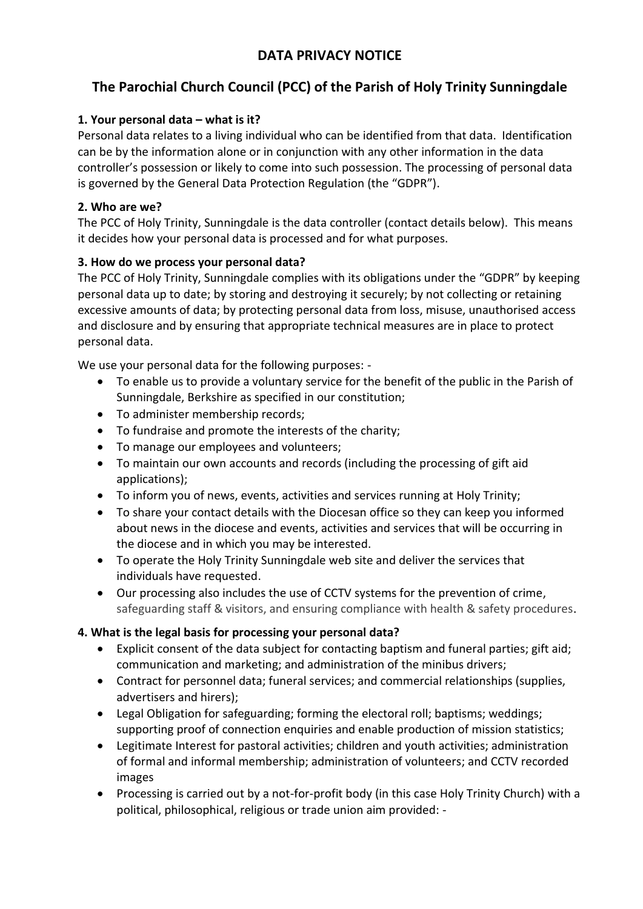# DATA PRIVACY NOTICE

## The Parochial Church Council (PCC) of the Parish of Holy Trinity Sunningdale

**1. Your personal data – what is it?**

Personal data relates to a living individual who can be identified from that data. Identification can be by the information alone or in conjunction with any other information in the data controller's possession or likely to come into such possession. The processing of personal data is governed by the General Data Protection Regulation (the "GDPR").

**2. Who are we?**

The PCC of Holy Trinity, Sunningdale is the data controller (contact details below). This means it decides how your personal data is processed and for what purposes.

**3. How do we process your personal data?**

The PCC of Holy Trinity, Sunningdale complies with its obligations under the "GDPR" by keeping personal data up to date; by storing and destroying it securely; by not collecting or retaining excessive amounts of data; by protecting personal data from loss, misuse, unauthorised access and disclosure and by ensuring that appropriate technical measures are in place to protect personal data.

We use your personal data for the following purposes: -

- To enable us to provide a voluntary service for the benefit of the public in the Parish of Sunningdale, Berkshire as specified in our constitution;
- To administer membership records;
- To fundraise and promote the interests of the charity;
- To manage our employees and volunteers;
- To maintain our own accounts and records (including the processing of gift aid applications);
- To inform you of news, events, activities and services running at Holy Trinity;
- To share your contact details with the Diocesan office so they can keep you informed about news in the diocese and events, activities and services that will be occurring in the diocese and in which you may be interested.
- To operate the Holy Trinity Sunningdale web site and deliver the services that individuals have requested.
- Our processing also includes the use of CCTV systems for the prevention of crime, safeguarding staff & visitors, and ensuring compliance with health & safety procedures.

**4. What is the legal basis for processing your personal data?**

- Explicit consent of the data subject for contacting baptism and funeral parties; gift aid; communication and marketing; and administration of the minibus drivers;
- Contract for personnel data; funeral services; and commercial relationships (supplies, advertisers and hirers);
- Legal Obligation for safeguarding; forming the electoral roll; baptisms; weddings; supporting proof of connection enquiries and enable production of mission statistics;
- Legitimate Interest for pastoral activities; children and youth activities; administration of formal and informal membership; administration of volunteers; and CCTV recorded images
- Processing is carried out by a not-for-profit body (in this case Holy Trinity Church) with a political, philosophical, religious or trade union aim provided: -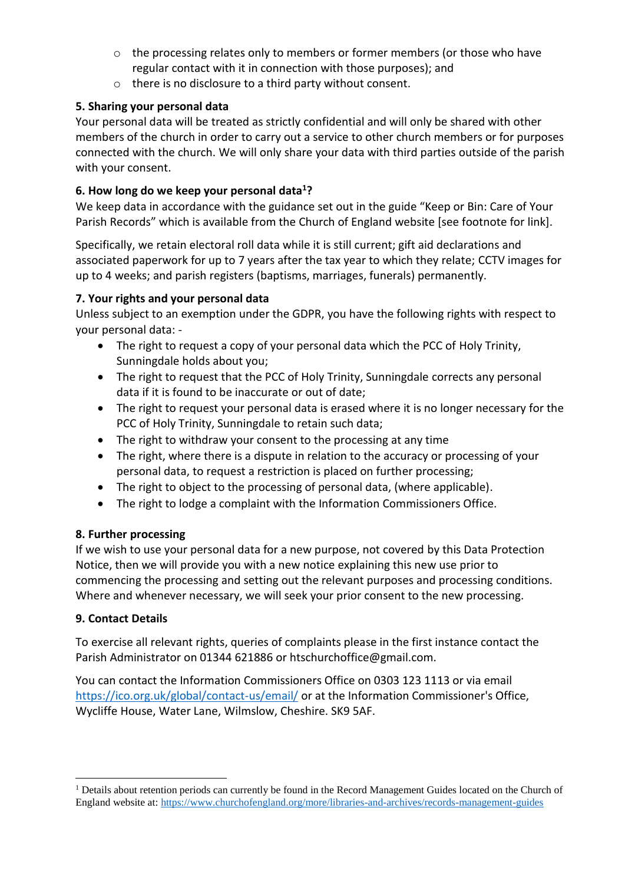- the processing relates only to members or former members (or those who have regular contact with it in connection with those purposes); and
- there is no disclosure to a third party without consent.

**5. Sharing your personal data**

Your personal data will be treated as strictly confidential and will only be shared with other members of the church in order to carry out a service to other church members or for purposes connected with the church. We will only share your data with third parties outside of the parish with your consent.

**6. How long do we keep your personal data[1]?**

We keep data in accordance with the guidance set out in the guide "Keep or Bin: Care of Your Parish Records" which is available from the Church of England website [see footnote for link].

Specifically, we retain electoral roll data while it is still current; gift aid declarations and associated paperwork for up to 7 years after the tax year to which they relate; CCTV images for up to 4 weeks; and parish registers (baptisms, marriages, funerals) permanently.

**7. Your rights and your personal data**

Unless subject to an exemption under the GDPR, you have the following rights with respect to your personal data: -

- The right to request a copy of your personal data which the PCC of Holy Trinity, Sunningdale holds about you;
- The right to request that the PCC of Holy Trinity, Sunningdale corrects any personal data if it is found to be inaccurate or out of date;
- The right to request your personal data is erased where it is no longer necessary for the PCC of Holy Trinity, Sunningdale to retain such data;
- The right to withdraw your consent to the processing at any time
- The right, where there is a dispute in relation to the accuracy or processing of your personal data, to request a restriction is placed on further processing;
- The right to object to the processing of personal data, (where applicable).
- The right to lodge a complaint with the Information Commissioners Office.

**8. Further processing**

If we wish to use your personal data for a new purpose, not covered by this Data Protection Notice, then we will provide you with a new notice explaining this new use prior to commencing the processing and setting out the relevant purposes and processing conditions. Where and whenever necessary, we will seek your prior consent to the new processing.

**9. Contact Details**

To exercise all relevant rights, queries of complaints please in the first instance contact the Parish Administrator on 01344 621886 or htschurchoffice@gmail.com.

You can contact the Information Commissioners Office on 0303 123 1111 or via email https://ico.org.uk/global/contact-us/email/ or at the Information Commissioner's Office, Wycliffe House, Water Lane, Wilmslow, Cheshire. SK9 5AF.

[1] Details about retention periods can currently be found in the Record Management Guides located on the Church of England website at: https://www.churchofengland.org/more/libraries-and-archives/records-management-guides